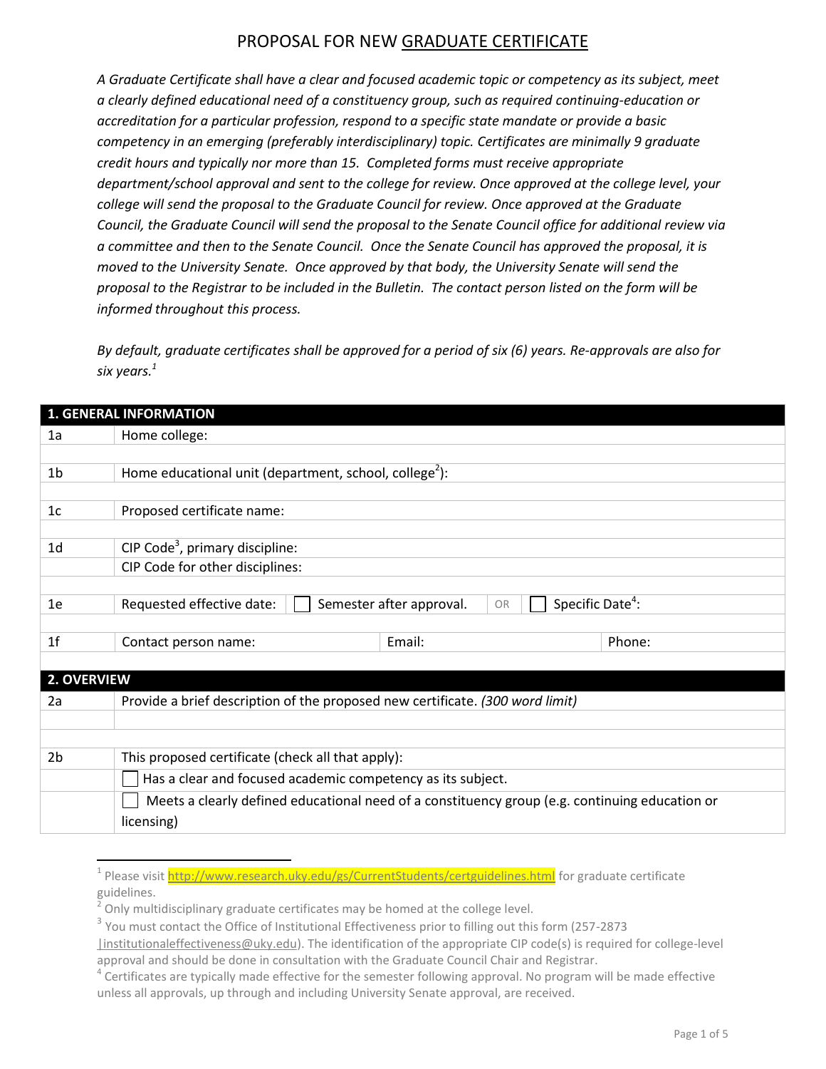# PROPOSAL FOR NEW GRADUATE CERTIFICATE

*A Graduate Certificate shall have a clear and focused academic topic or competency as its subject, meet a clearly defined educational need of a constituency group, such as required continuing-education or accreditation for a particular profession, respond to a specific state mandate or provide a basic competency in an emerging (preferably interdisciplinary) topic. Certificates are minimally 9 graduate credit hours and typically nor more than 15. Completed forms must receive appropriate department/school approval and sent to the college for review. Once approved at the college level, your college will send the proposal to the Graduate Council for review. Once approved at the Graduate Council, the Graduate Council will send the proposal to the Senate Council office for additional review via a committee and then to the Senate Council. Once the Senate Council has approved the proposal, it is moved to the University Senate. Once approved by that body, the University Senate will send the proposal to the Registrar to be included in the Bulletin. The contact person listed on the form will be informed throughout this process.*

*By default, graduate certificates shall be approved for a period of six (6) years. Re-approvals are also for six years.*[1]

| **1. GENERAL INFORMATION** | | | |
|---|---|---|---|
| 1a | Home college: | | |
| | | | |
| 1b | Home educational unit (department, school, college[2]): | | |
| | | | |
| 1c | Proposed certificate name: | | |
| | | | |
| 1d | CIP Code[3], primary discipline: | | |
| | CIP Code for other disciplines: | | |
| | | | |
| 1e | Requested effective date: ☐ Semester after approval. OR ☐ Specific Date[4]: | | |
| | | | |
| 1f | Contact person name: | Email: | Phone: |

| **2. OVERVIEW** | |
|---|---|
| 2a | Provide a brief description of the proposed new certificate. *(300 word limit)* |
| | |
| | |
| 2b | This proposed certificate (check all that apply): |
| | ☐ Has a clear and focused academic competency as its subject. |
| | ☐ Meets a clearly defined educational need of a constituency group (e.g. continuing education or licensing) |

[1] Please visit http://www.research.uky.edu/gs/CurrentStudents/certguidelines.html for graduate certificate guidelines.

[2] Only multidisciplinary graduate certificates may be homed at the college level.

[3] You must contact the Office of Institutional Effectiveness prior to filling out this form (257-2873 |institutionaleffectiveness@uky.edu). The identification of the appropriate CIP code(s) is required for college-level approval and should be done in consultation with the Graduate Council Chair and Registrar.

[4] Certificates are typically made effective for the semester following approval. No program will be made effective unless all approvals, up through and including University Senate approval, are received.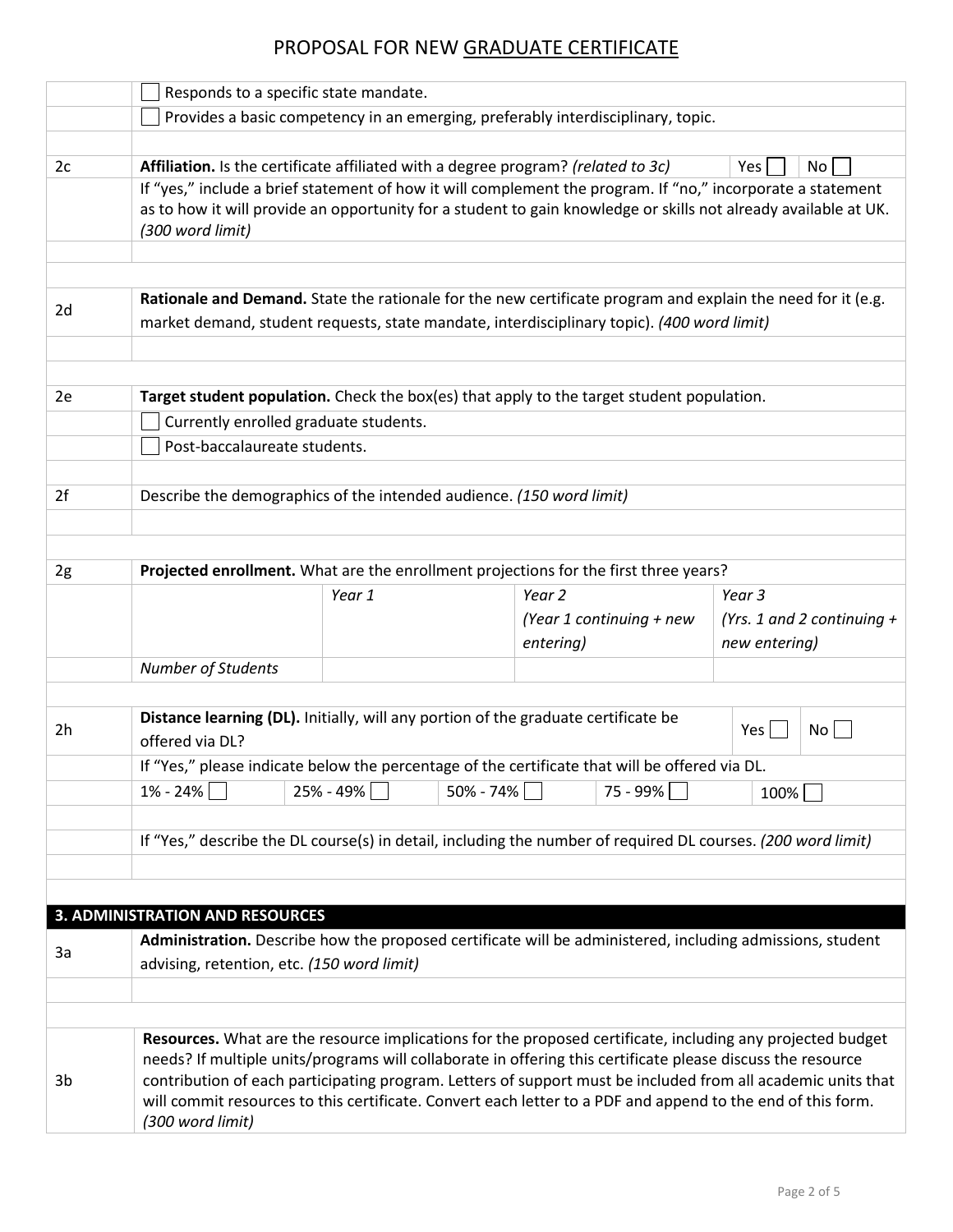# PROPOSAL FOR NEW GRADUATE CERTIFICATE

☐ Responds to a specific state mandate.

☐ Provides a basic competency in an emerging, preferably interdisciplinary, topic.

**2c** **Affiliation.** Is the certificate affiliated with a degree program? *(related to 3c)* Yes ☐ No ☐

If "yes," include a brief statement of how it will complement the program. If "no," incorporate a statement as to how it will provide an opportunity for a student to gain knowledge or skills not already available at UK. *(300 word limit)*

**2d** **Rationale and Demand.** State the rationale for the new certificate program and explain the need for it (e.g. market demand, student requests, state mandate, interdisciplinary topic). *(400 word limit)*

**2e** **Target student population.** Check the box(es) that apply to the target student population.

☐ Currently enrolled graduate students.

☐ Post-baccalaureate students.

**2f** Describe the demographics of the intended audience. *(150 word limit)*

**2g** **Projected enrollment.** What are the enrollment projections for the first three years?

| | *Year 1* | *Year 2 (Year 1 continuing + new entering)* | *Year 3 (Yrs. 1 and 2 continuing + new entering)* |
|---|---|---|---|
| *Number of Students* | | | |

**2h** **Distance learning (DL).** Initially, will any portion of the graduate certificate be offered via DL? Yes ☐ No ☐

If "Yes," please indicate below the percentage of the certificate that will be offered via DL.

1% - 24% ☐ 25% - 49% ☐ 50% - 74% ☐ 75 - 99% ☐ 100% ☐

If "Yes," describe the DL course(s) in detail, including the number of required DL courses. *(200 word limit)*

## 3. ADMINISTRATION AND RESOURCES

**3a** **Administration.** Describe how the proposed certificate will be administered, including admissions, student advising, retention, etc. *(150 word limit)*

**3b** **Resources.** What are the resource implications for the proposed certificate, including any projected budget needs? If multiple units/programs will collaborate in offering this certificate please discuss the resource contribution of each participating program. Letters of support must be included from all academic units that will commit resources to this certificate. Convert each letter to a PDF and append to the end of this form. *(300 word limit)*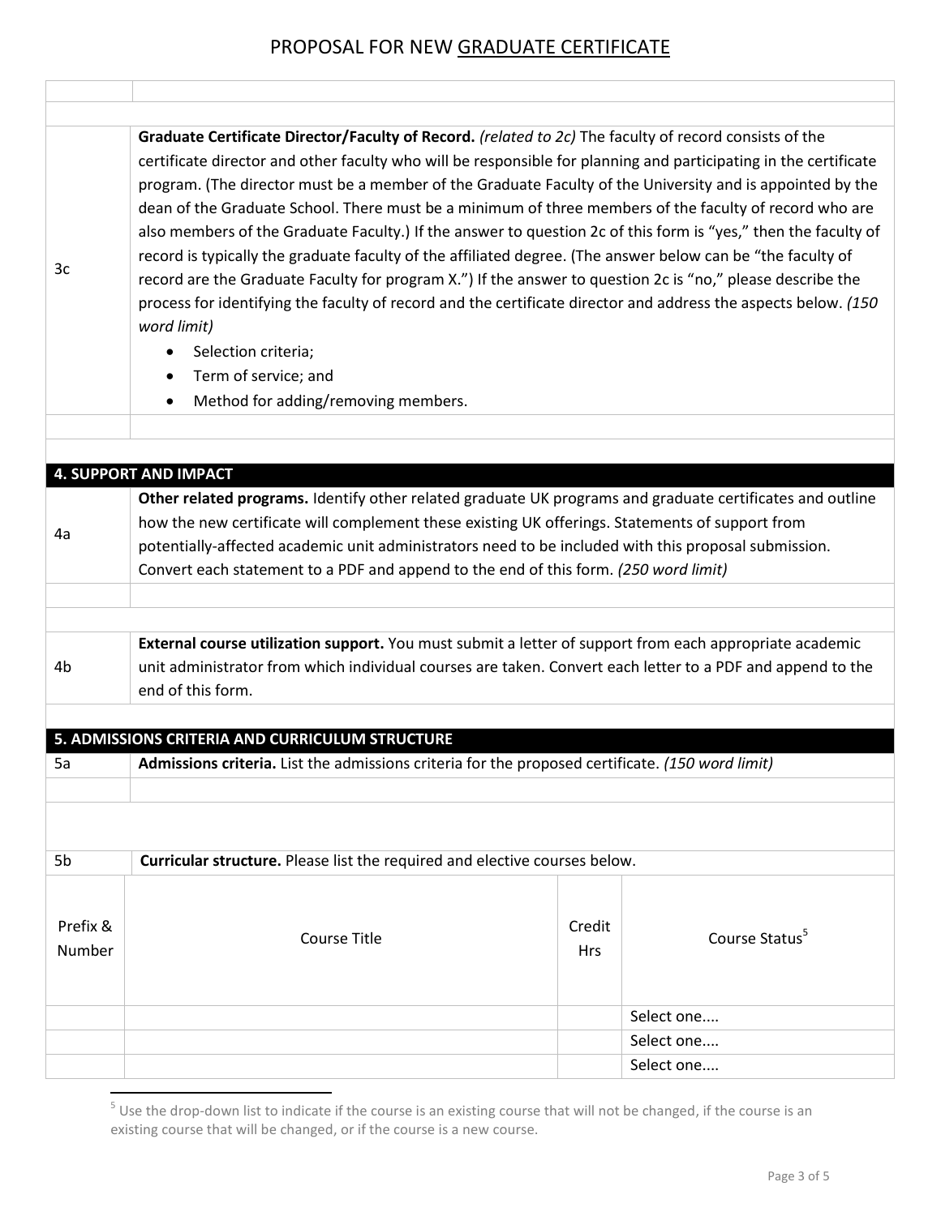# PROPOSAL FOR NEW GRADUATE CERTIFICATE

| | |
|---|---|
| 3c | **Graduate Certificate Director/Faculty of Record.** *(related to 2c)* The faculty of record consists of the certificate director and other faculty who will be responsible for planning and participating in the certificate program. (The director must be a member of the Graduate Faculty of the University and is appointed by the dean of the Graduate School. There must be a minimum of three members of the faculty of record who are also members of the Graduate Faculty.) If the answer to question 2c of this form is "yes," then the faculty of record is typically the graduate faculty of the affiliated degree. (The answer below can be "the faculty of record are the Graduate Faculty for program X.") If the answer to question 2c is "no," please describe the process for identifying the faculty of record and the certificate director and address the aspects below. *(150 word limit)*<br>• Selection criteria;<br>• Term of service; and<br>• Method for adding/removing members. |
| | |

## 4. SUPPORT AND IMPACT

| | |
|---|---|
| 4a | **Other related programs.** Identify other related graduate UK programs and graduate certificates and outline how the new certificate will complement these existing UK offerings. Statements of support from potentially-affected academic unit administrators need to be included with this proposal submission. Convert each statement to a PDF and append to the end of this form. *(250 word limit)* |
| | |
| 4b | **External course utilization support.** You must submit a letter of support from each appropriate academic unit administrator from which individual courses are taken. Convert each letter to a PDF and append to the end of this form. |

## 5. ADMISSIONS CRITERIA AND CURRICULUM STRUCTURE

| | |
|---|---|
| 5a | **Admissions criteria.** List the admissions criteria for the proposed certificate. *(150 word limit)* |
| | |
| 5b | **Curricular structure.** Please list the required and elective courses below. |

| Prefix & Number | Course Title | Credit Hrs | Course Status[5] |
|---|---|---|---|
| | | | Select one.... |
| | | | Select one.... |
| | | | Select one.... |

[5] Use the drop-down list to indicate if the course is an existing course that will not be changed, if the course is an existing course that will be changed, or if the course is a new course.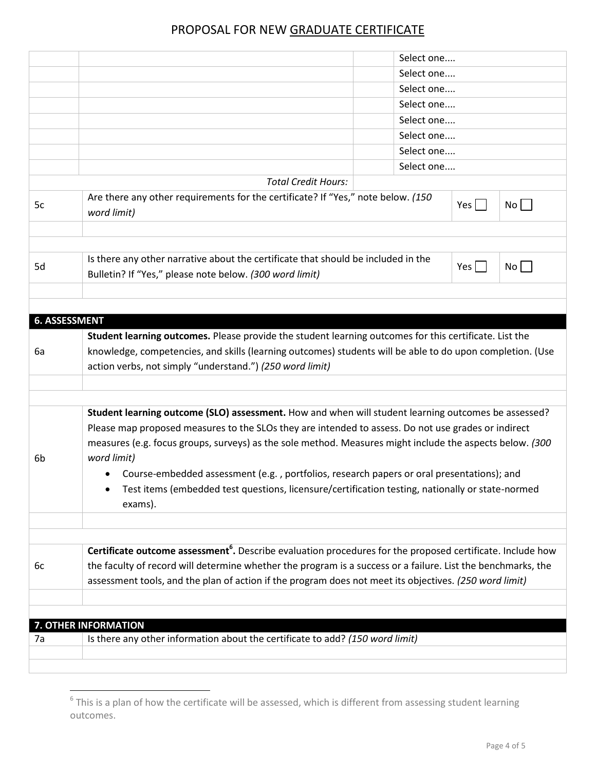# PROPOSAL FOR NEW GRADUATE CERTIFICATE

| | | | |
|---|---|---|---|
| | | | Select one.... |
| | | | Select one.... |
| | | | Select one.... |
| | | | Select one.... |
| | | | Select one.... |
| | | | Select one.... |
| | | | Select one.... |
| | | | Select one.... |
| | *Total Credit Hours:* | | |

| | | | |
|---|---|---|---|
| 5c | Are there any other requirements for the certificate? If "Yes," note below. *(150 word limit)* | Yes ☐ | No ☐ |
| | | | |
| | | | |
| 5d | Is there any other narrative about the certificate that should be included in the Bulletin? If "Yes," please note below. *(300 word limit)* | Yes ☐ | No ☐ |
| | | | |
| | | | |

## 6. ASSESSMENT

| | |
|---|---|
| 6a | **Student learning outcomes.** Please provide the student learning outcomes for this certificate. List the knowledge, competencies, and skills (learning outcomes) students will be able to do upon completion. (Use action verbs, not simply "understand.") *(250 word limit)* |
| | |
| | |
| 6b | **Student learning outcome (SLO) assessment.** How and when will student learning outcomes be assessed? Please map proposed measures to the SLOs they are intended to assess. Do not use grades or indirect measures (e.g. focus groups, surveys) as the sole method. Measures might include the aspects below. *(300 word limit)*<br>• Course-embedded assessment (e.g. , portfolios, research papers or oral presentations); and<br>• Test items (embedded test questions, licensure/certification testing, nationally or state-normed exams). |
| | |
| | |
| 6c | **Certificate outcome assessment[6].** Describe evaluation procedures for the proposed certificate. Include how the faculty of record will determine whether the program is a success or a failure. List the benchmarks, the assessment tools, and the plan of action if the program does not meet its objectives. *(250 word limit)* |
| | |
| | |

## 7. OTHER INFORMATION

| | |
|---|---|
| 7a | Is there any other information about the certificate to add? *(150 word limit)* |
| | |
| | |

[6] This is a plan of how the certificate will be assessed, which is different from assessing student learning outcomes.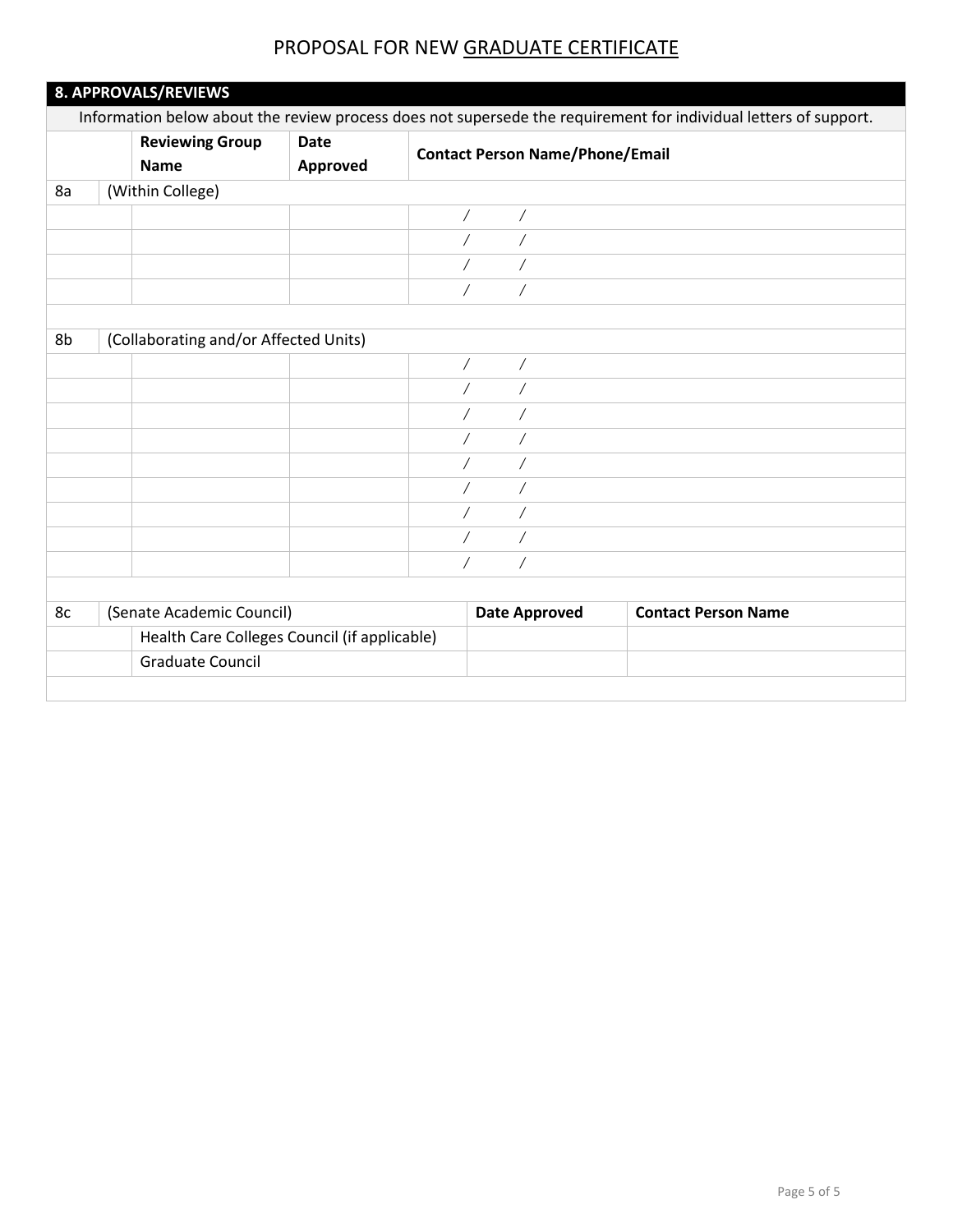# PROPOSAL FOR NEW GRADUATE CERTIFICATE

## 8. APPROVALS/REVIEWS

Information below about the review process does not supersede the requirement for individual letters of support.

| | Reviewing Group Name | Date Approved | Contact Person Name/Phone/Email |
|---|---|---|---|
| 8a | (Within College) | | |
| | | | / / |
| | | | / / |
| | | | / / |
| | | | / / |
| | | | |
| 8b | (Collaborating and/or Affected Units) | | |
| | | | / / |
| | | | / / |
| | | | / / |
| | | | / / |
| | | | / / |
| | | | / / |
| | | | / / |
| | | | / / |
| | | | / / |

| | | Date Approved | Contact Person Name |
|---|---|---|---|
| 8c | (Senate Academic Council) | | |
| | Health Care Colleges Council (if applicable) | | |
| | Graduate Council | | |